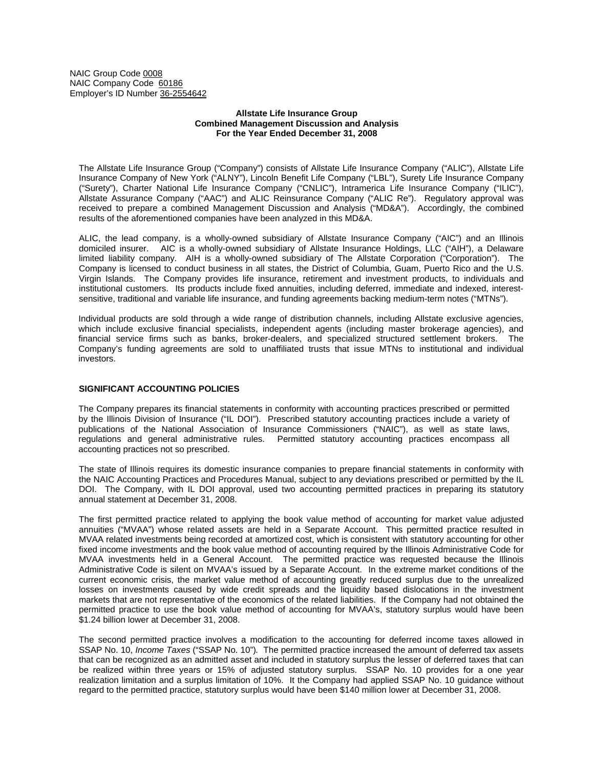NAIC Group Code 0008
NAIC Company Code 60186
Employer's ID Number 36-2554642

**Allstate Life Insurance Group**
**Combined Management Discussion and Analysis**
**For the Year Ended December 31, 2008**

The Allstate Life Insurance Group ("Company") consists of Allstate Life Insurance Company ("ALIC"), Allstate Life Insurance Company of New York ("ALNY"), Lincoln Benefit Life Company ("LBL"), Surety Life Insurance Company ("Surety"), Charter National Life Insurance Company ("CNLIC"), Intramerica Life Insurance Company ("ILIC"), Allstate Assurance Company ("AAC") and ALIC Reinsurance Company ("ALIC Re"). Regulatory approval was received to prepare a combined Management Discussion and Analysis ("MD&A"). Accordingly, the combined results of the aforementioned companies have been analyzed in this MD&A.

ALIC, the lead company, is a wholly-owned subsidiary of Allstate Insurance Company ("AIC") and an Illinois domiciled insurer. AIC is a wholly-owned subsidiary of Allstate Insurance Holdings, LLC ("AIH"), a Delaware limited liability company. AIH is a wholly-owned subsidiary of The Allstate Corporation ("Corporation"). The Company is licensed to conduct business in all states, the District of Columbia, Guam, Puerto Rico and the U.S. Virgin Islands. The Company provides life insurance, retirement and investment products, to individuals and institutional customers. Its products include fixed annuities, including deferred, immediate and indexed, interest-sensitive, traditional and variable life insurance, and funding agreements backing medium-term notes ("MTNs").

Individual products are sold through a wide range of distribution channels, including Allstate exclusive agencies, which include exclusive financial specialists, independent agents (including master brokerage agencies), and financial service firms such as banks, broker-dealers, and specialized structured settlement brokers. The Company's funding agreements are sold to unaffiliated trusts that issue MTNs to institutional and individual investors.

## SIGNIFICANT ACCOUNTING POLICIES

The Company prepares its financial statements in conformity with accounting practices prescribed or permitted by the Illinois Division of Insurance ("IL DOI"). Prescribed statutory accounting practices include a variety of publications of the National Association of Insurance Commissioners ("NAIC"), as well as state laws, regulations and general administrative rules. Permitted statutory accounting practices encompass all accounting practices not so prescribed.

The state of Illinois requires its domestic insurance companies to prepare financial statements in conformity with the NAIC Accounting Practices and Procedures Manual, subject to any deviations prescribed or permitted by the IL DOI. The Company, with IL DOI approval, used two accounting permitted practices in preparing its statutory annual statement at December 31, 2008.

The first permitted practice related to applying the book value method of accounting for market value adjusted annuities ("MVAA") whose related assets are held in a Separate Account. This permitted practice resulted in MVAA related investments being recorded at amortized cost, which is consistent with statutory accounting for other fixed income investments and the book value method of accounting required by the Illinois Administrative Code for MVAA investments held in a General Account. The permitted practice was requested because the Illinois Administrative Code is silent on MVAA's issued by a Separate Account. In the extreme market conditions of the current economic crisis, the market value method of accounting greatly reduced surplus due to the unrealized losses on investments caused by wide credit spreads and the liquidity based dislocations in the investment markets that are not representative of the economics of the related liabilities. If the Company had not obtained the permitted practice to use the book value method of accounting for MVAA's, statutory surplus would have been $1.24 billion lower at December 31, 2008.

The second permitted practice involves a modification to the accounting for deferred income taxes allowed in SSAP No. 10, *Income Taxes* ("SSAP No. 10"). The permitted practice increased the amount of deferred tax assets that can be recognized as an admitted asset and included in statutory surplus the lesser of deferred taxes that can be realized within three years or 15% of adjusted statutory surplus. SSAP No. 10 provides for a one year realization limitation and a surplus limitation of 10%. It the Company had applied SSAP No. 10 guidance without regard to the permitted practice, statutory surplus would have been $140 million lower at December 31, 2008.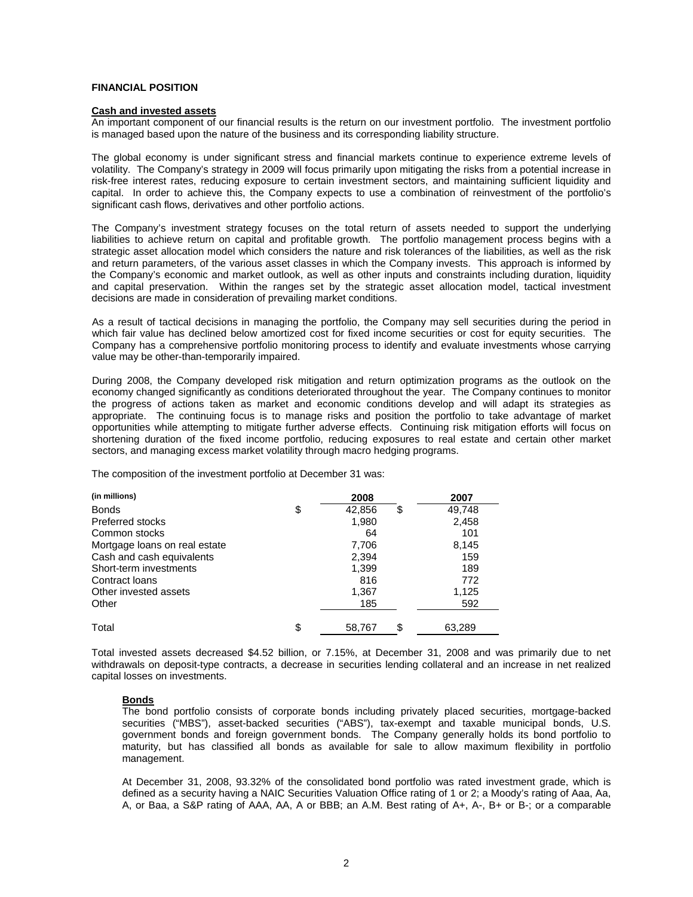**FINANCIAL POSITION**

**Cash and invested assets**

An important component of our financial results is the return on our investment portfolio. The investment portfolio is managed based upon the nature of the business and its corresponding liability structure.

The global economy is under significant stress and financial markets continue to experience extreme levels of volatility. The Company's strategy in 2009 will focus primarily upon mitigating the risks from a potential increase in risk-free interest rates, reducing exposure to certain investment sectors, and maintaining sufficient liquidity and capital. In order to achieve this, the Company expects to use a combination of reinvestment of the portfolio's significant cash flows, derivatives and other portfolio actions.

The Company's investment strategy focuses on the total return of assets needed to support the underlying liabilities to achieve return on capital and profitable growth. The portfolio management process begins with a strategic asset allocation model which considers the nature and risk tolerances of the liabilities, as well as the risk and return parameters, of the various asset classes in which the Company invests. This approach is informed by the Company's economic and market outlook, as well as other inputs and constraints including duration, liquidity and capital preservation. Within the ranges set by the strategic asset allocation model, tactical investment decisions are made in consideration of prevailing market conditions.

As a result of tactical decisions in managing the portfolio, the Company may sell securities during the period in which fair value has declined below amortized cost for fixed income securities or cost for equity securities. The Company has a comprehensive portfolio monitoring process to identify and evaluate investments whose carrying value may be other-than-temporarily impaired.

During 2008, the Company developed risk mitigation and return optimization programs as the outlook on the economy changed significantly as conditions deteriorated throughout the year. The Company continues to monitor the progress of actions taken as market and economic conditions develop and will adapt its strategies as appropriate. The continuing focus is to manage risks and position the portfolio to take advantage of market opportunities while attempting to mitigate further adverse effects. Continuing risk mitigation efforts will focus on shortening duration of the fixed income portfolio, reducing exposures to real estate and certain other market sectors, and managing excess market volatility through macro hedging programs.

The composition of the investment portfolio at December 31 was:

| (in millions) | 2008 | 2007 |
|---|---|---|
| Bonds | $ 42,856 | $ 49,748 |
| Preferred stocks | 1,980 | 2,458 |
| Common stocks | 64 | 101 |
| Mortgage loans on real estate | 7,706 | 8,145 |
| Cash and cash equivalents | 2,394 | 159 |
| Short-term investments | 1,399 | 189 |
| Contract loans | 816 | 772 |
| Other invested assets | 1,367 | 1,125 |
| Other | 185 | 592 |
| Total | $ 58,767 | $ 63,289 |

Total invested assets decreased $4.52 billion, or 7.15%, at December 31, 2008 and was primarily due to net withdrawals on deposit-type contracts, a decrease in securities lending collateral and an increase in net realized capital losses on investments.

**Bonds**

The bond portfolio consists of corporate bonds including privately placed securities, mortgage-backed securities ("MBS"), asset-backed securities ("ABS"), tax-exempt and taxable municipal bonds, U.S. government bonds and foreign government bonds. The Company generally holds its bond portfolio to maturity, but has classified all bonds as available for sale to allow maximum flexibility in portfolio management.

At December 31, 2008, 93.32% of the consolidated bond portfolio was rated investment grade, which is defined as a security having a NAIC Securities Valuation Office rating of 1 or 2; a Moody's rating of Aaa, Aa, A, or Baa, a S&P rating of AAA, AA, A or BBB; an A.M. Best rating of A+, A-, B+ or B-; or a comparable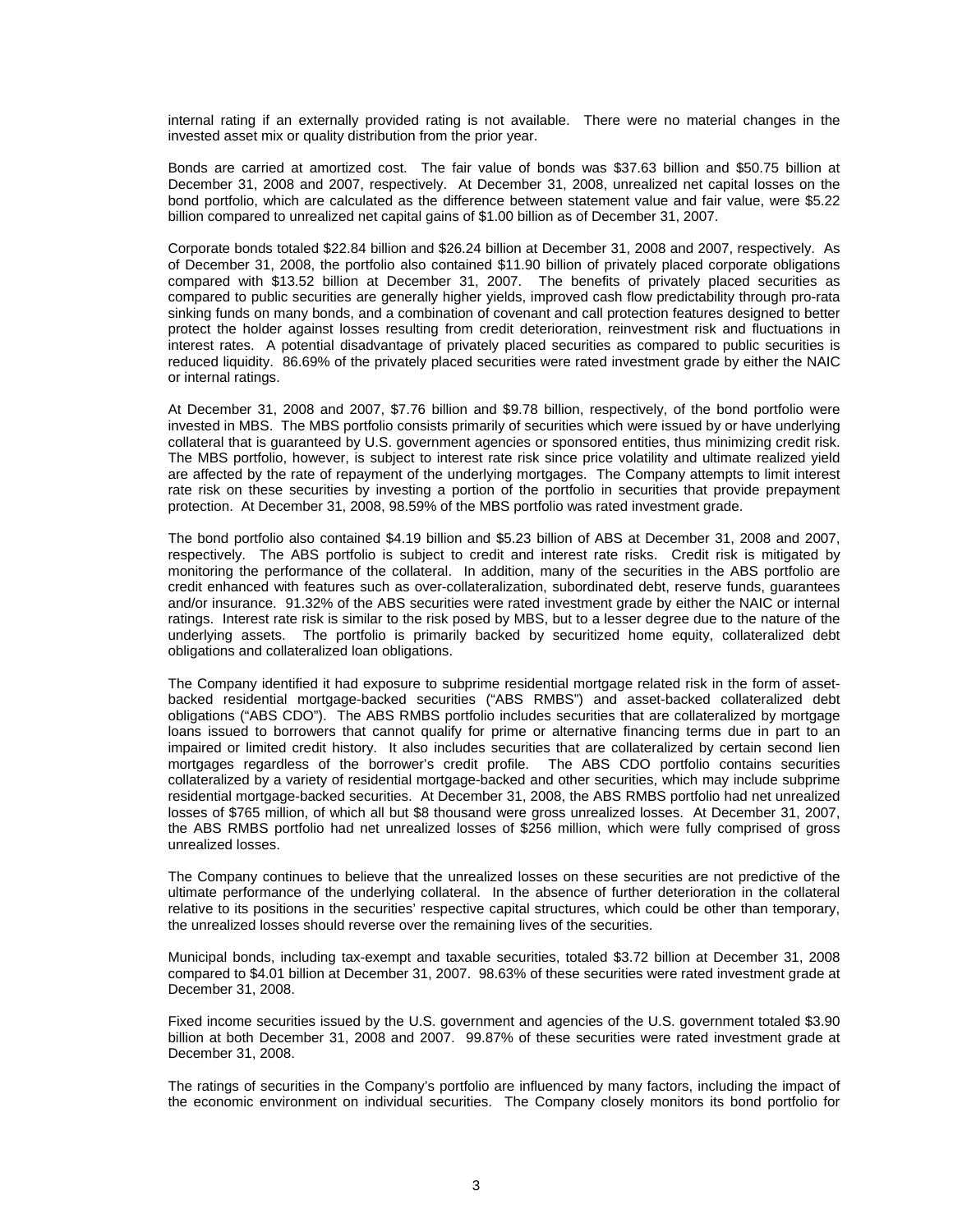internal rating if an externally provided rating is not available. There were no material changes in the invested asset mix or quality distribution from the prior year.

Bonds are carried at amortized cost. The fair value of bonds was $37.63 billion and $50.75 billion at December 31, 2008 and 2007, respectively. At December 31, 2008, unrealized net capital losses on the bond portfolio, which are calculated as the difference between statement value and fair value, were $5.22 billion compared to unrealized net capital gains of $1.00 billion as of December 31, 2007.

Corporate bonds totaled $22.84 billion and $26.24 billion at December 31, 2008 and 2007, respectively. As of December 31, 2008, the portfolio also contained $11.90 billion of privately placed corporate obligations compared with $13.52 billion at December 31, 2007. The benefits of privately placed securities as compared to public securities are generally higher yields, improved cash flow predictability through pro-rata sinking funds on many bonds, and a combination of covenant and call protection features designed to better protect the holder against losses resulting from credit deterioration, reinvestment risk and fluctuations in interest rates. A potential disadvantage of privately placed securities as compared to public securities is reduced liquidity. 86.69% of the privately placed securities were rated investment grade by either the NAIC or internal ratings.

At December 31, 2008 and 2007, $7.76 billion and $9.78 billion, respectively, of the bond portfolio were invested in MBS. The MBS portfolio consists primarily of securities which were issued by or have underlying collateral that is guaranteed by U.S. government agencies or sponsored entities, thus minimizing credit risk. The MBS portfolio, however, is subject to interest rate risk since price volatility and ultimate realized yield are affected by the rate of repayment of the underlying mortgages. The Company attempts to limit interest rate risk on these securities by investing a portion of the portfolio in securities that provide prepayment protection. At December 31, 2008, 98.59% of the MBS portfolio was rated investment grade.

The bond portfolio also contained $4.19 billion and $5.23 billion of ABS at December 31, 2008 and 2007, respectively. The ABS portfolio is subject to credit and interest rate risks. Credit risk is mitigated by monitoring the performance of the collateral. In addition, many of the securities in the ABS portfolio are credit enhanced with features such as over-collateralization, subordinated debt, reserve funds, guarantees and/or insurance. 91.32% of the ABS securities were rated investment grade by either the NAIC or internal ratings. Interest rate risk is similar to the risk posed by MBS, but to a lesser degree due to the nature of the underlying assets. The portfolio is primarily backed by securitized home equity, collateralized debt obligations and collateralized loan obligations.

The Company identified it had exposure to subprime residential mortgage related risk in the form of asset-backed residential mortgage-backed securities ("ABS RMBS") and asset-backed collateralized debt obligations ("ABS CDO"). The ABS RMBS portfolio includes securities that are collateralized by mortgage loans issued to borrowers that cannot qualify for prime or alternative financing terms due in part to an impaired or limited credit history. It also includes securities that are collateralized by certain second lien mortgages regardless of the borrower's credit profile. The ABS CDO portfolio contains securities collateralized by a variety of residential mortgage-backed and other securities, which may include subprime residential mortgage-backed securities. At December 31, 2008, the ABS RMBS portfolio had net unrealized losses of $765 million, of which all but $8 thousand were gross unrealized losses. At December 31, 2007, the ABS RMBS portfolio had net unrealized losses of $256 million, which were fully comprised of gross unrealized losses.

The Company continues to believe that the unrealized losses on these securities are not predictive of the ultimate performance of the underlying collateral. In the absence of further deterioration in the collateral relative to its positions in the securities' respective capital structures, which could be other than temporary, the unrealized losses should reverse over the remaining lives of the securities.

Municipal bonds, including tax-exempt and taxable securities, totaled $3.72 billion at December 31, 2008 compared to $4.01 billion at December 31, 2007. 98.63% of these securities were rated investment grade at December 31, 2008.

Fixed income securities issued by the U.S. government and agencies of the U.S. government totaled $3.90 billion at both December 31, 2008 and 2007. 99.87% of these securities were rated investment grade at December 31, 2008.

The ratings of securities in the Company's portfolio are influenced by many factors, including the impact of the economic environment on individual securities. The Company closely monitors its bond portfolio for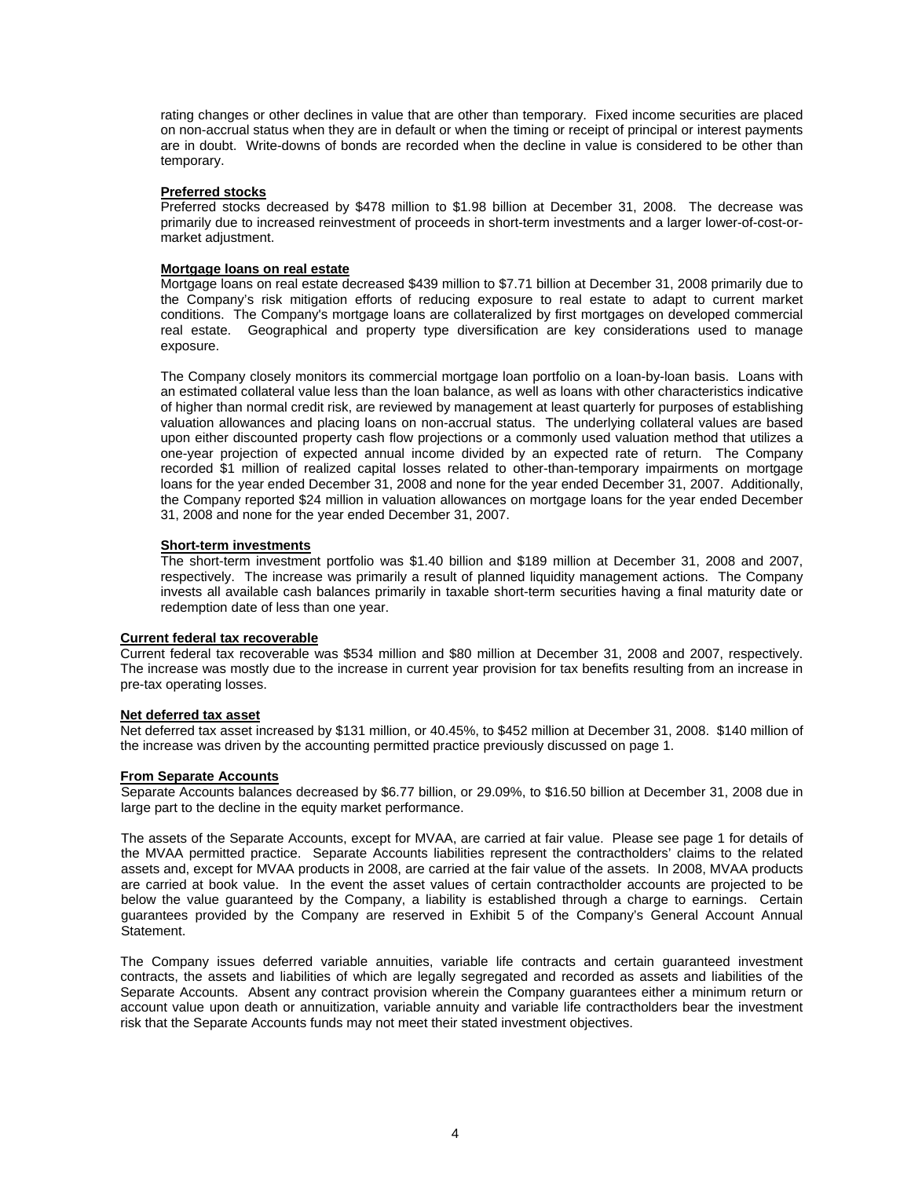rating changes or other declines in value that are other than temporary. Fixed income securities are placed on non-accrual status when they are in default or when the timing or receipt of principal or interest payments are in doubt. Write-downs of bonds are recorded when the decline in value is considered to be other than temporary.

**Preferred stocks**

Preferred stocks decreased by $478 million to $1.98 billion at December 31, 2008. The decrease was primarily due to increased reinvestment of proceeds in short-term investments and a larger lower-of-cost-or-market adjustment.

**Mortgage loans on real estate**

Mortgage loans on real estate decreased $439 million to $7.71 billion at December 31, 2008 primarily due to the Company's risk mitigation efforts of reducing exposure to real estate to adapt to current market conditions. The Company's mortgage loans are collateralized by first mortgages on developed commercial real estate. Geographical and property type diversification are key considerations used to manage exposure.

The Company closely monitors its commercial mortgage loan portfolio on a loan-by-loan basis. Loans with an estimated collateral value less than the loan balance, as well as loans with other characteristics indicative of higher than normal credit risk, are reviewed by management at least quarterly for purposes of establishing valuation allowances and placing loans on non-accrual status. The underlying collateral values are based upon either discounted property cash flow projections or a commonly used valuation method that utilizes a one-year projection of expected annual income divided by an expected rate of return. The Company recorded $1 million of realized capital losses related to other-than-temporary impairments on mortgage loans for the year ended December 31, 2008 and none for the year ended December 31, 2007. Additionally, the Company reported $24 million in valuation allowances on mortgage loans for the year ended December 31, 2008 and none for the year ended December 31, 2007.

**Short-term investments**

The short-term investment portfolio was $1.40 billion and $189 million at December 31, 2008 and 2007, respectively. The increase was primarily a result of planned liquidity management actions. The Company invests all available cash balances primarily in taxable short-term securities having a final maturity date or redemption date of less than one year.

**Current federal tax recoverable**

Current federal tax recoverable was $534 million and $80 million at December 31, 2008 and 2007, respectively. The increase was mostly due to the increase in current year provision for tax benefits resulting from an increase in pre-tax operating losses.

**Net deferred tax asset**

Net deferred tax asset increased by $131 million, or 40.45%, to $452 million at December 31, 2008. $140 million of the increase was driven by the accounting permitted practice previously discussed on page 1.

**From Separate Accounts**

Separate Accounts balances decreased by $6.77 billion, or 29.09%, to $16.50 billion at December 31, 2008 due in large part to the decline in the equity market performance.

The assets of the Separate Accounts, except for MVAA, are carried at fair value. Please see page 1 for details of the MVAA permitted practice. Separate Accounts liabilities represent the contractholders' claims to the related assets and, except for MVAA products in 2008, are carried at the fair value of the assets. In 2008, MVAA products are carried at book value. In the event the asset values of certain contractholder accounts are projected to be below the value guaranteed by the Company, a liability is established through a charge to earnings. Certain guarantees provided by the Company are reserved in Exhibit 5 of the Company's General Account Annual Statement.

The Company issues deferred variable annuities, variable life contracts and certain guaranteed investment contracts, the assets and liabilities of which are legally segregated and recorded as assets and liabilities of the Separate Accounts. Absent any contract provision wherein the Company guarantees either a minimum return or account value upon death or annuitization, variable annuity and variable life contractholders bear the investment risk that the Separate Accounts funds may not meet their stated investment objectives.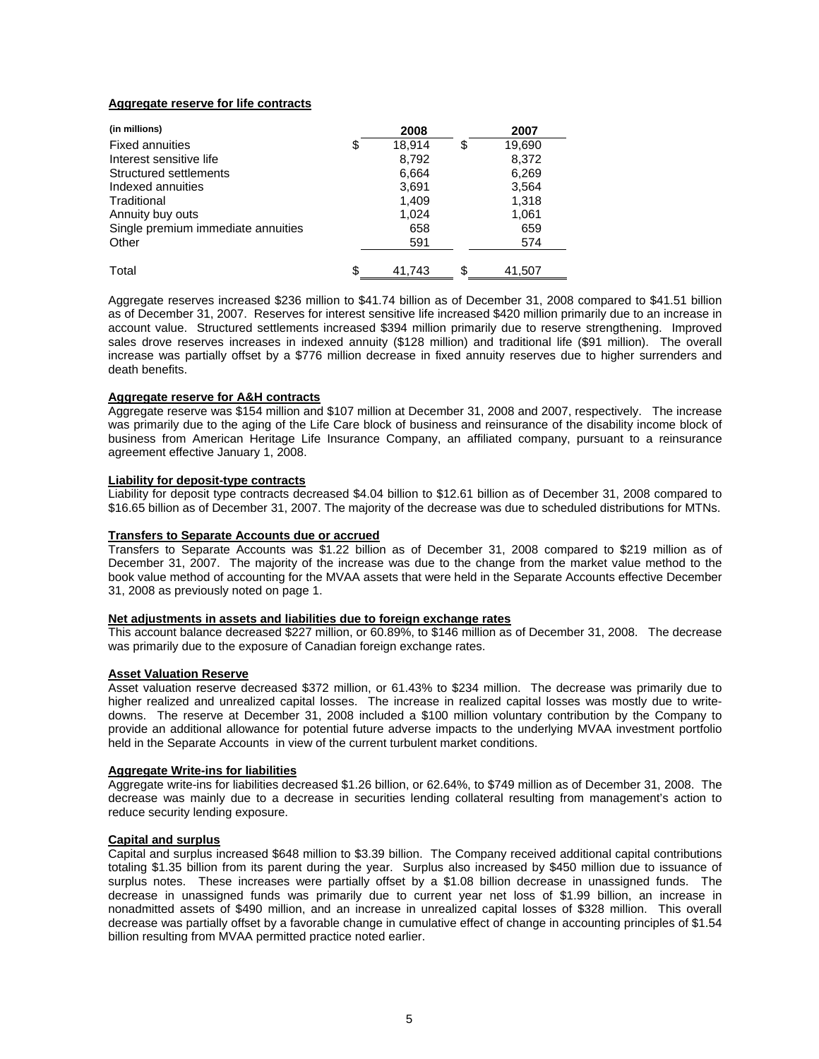**Aggregate reserve for life contracts**

| (in millions) | 2008 | 2007 |
|---|---|---|
| Fixed annuities | $ 18,914 | $ 19,690 |
| Interest sensitive life | 8,792 | 8,372 |
| Structured settlements | 6,664 | 6,269 |
| Indexed annuities | 3,691 | 3,564 |
| Traditional | 1,409 | 1,318 |
| Annuity buy outs | 1,024 | 1,061 |
| Single premium immediate annuities | 658 | 659 |
| Other | 591 | 574 |
| Total | $ 41,743 | $ 41,507 |

Aggregate reserves increased $236 million to $41.74 billion as of December 31, 2008 compared to $41.51 billion as of December 31, 2007. Reserves for interest sensitive life increased $420 million primarily due to an increase in account value. Structured settlements increased $394 million primarily due to reserve strengthening. Improved sales drove reserves increases in indexed annuity ($128 million) and traditional life ($91 million). The overall increase was partially offset by a $776 million decrease in fixed annuity reserves due to higher surrenders and death benefits.

**Aggregate reserve for A&H contracts**

Aggregate reserve was $154 million and $107 million at December 31, 2008 and 2007, respectively. The increase was primarily due to the aging of the Life Care block of business and reinsurance of the disability income block of business from American Heritage Life Insurance Company, an affiliated company, pursuant to a reinsurance agreement effective January 1, 2008.

**Liability for deposit-type contracts**

Liability for deposit type contracts decreased $4.04 billion to $12.61 billion as of December 31, 2008 compared to $16.65 billion as of December 31, 2007. The majority of the decrease was due to scheduled distributions for MTNs.

**Transfers to Separate Accounts due or accrued**

Transfers to Separate Accounts was $1.22 billion as of December 31, 2008 compared to $219 million as of December 31, 2007. The majority of the increase was due to the change from the market value method to the book value method of accounting for the MVAA assets that were held in the Separate Accounts effective December 31, 2008 as previously noted on page 1.

**Net adjustments in assets and liabilities due to foreign exchange rates**

This account balance decreased $227 million, or 60.89%, to $146 million as of December 31, 2008. The decrease was primarily due to the exposure of Canadian foreign exchange rates.

**Asset Valuation Reserve**

Asset valuation reserve decreased $372 million, or 61.43% to $234 million. The decrease was primarily due to higher realized and unrealized capital losses. The increase in realized capital losses was mostly due to write-downs. The reserve at December 31, 2008 included a $100 million voluntary contribution by the Company to provide an additional allowance for potential future adverse impacts to the underlying MVAA investment portfolio held in the Separate Accounts in view of the current turbulent market conditions.

**Aggregate Write-ins for liabilities**

Aggregate write-ins for liabilities decreased $1.26 billion, or 62.64%, to $749 million as of December 31, 2008. The decrease was mainly due to a decrease in securities lending collateral resulting from management's action to reduce security lending exposure.

**Capital and surplus**

Capital and surplus increased $648 million to $3.39 billion. The Company received additional capital contributions totaling $1.35 billion from its parent during the year. Surplus also increased by $450 million due to issuance of surplus notes. These increases were partially offset by a $1.08 billion decrease in unassigned funds. The decrease in unassigned funds was primarily due to current year net loss of $1.99 billion, an increase in nonadmitted assets of $490 million, and an increase in unrealized capital losses of $328 million. This overall decrease was partially offset by a favorable change in cumulative effect of change in accounting principles of $1.54 billion resulting from MVAA permitted practice noted earlier.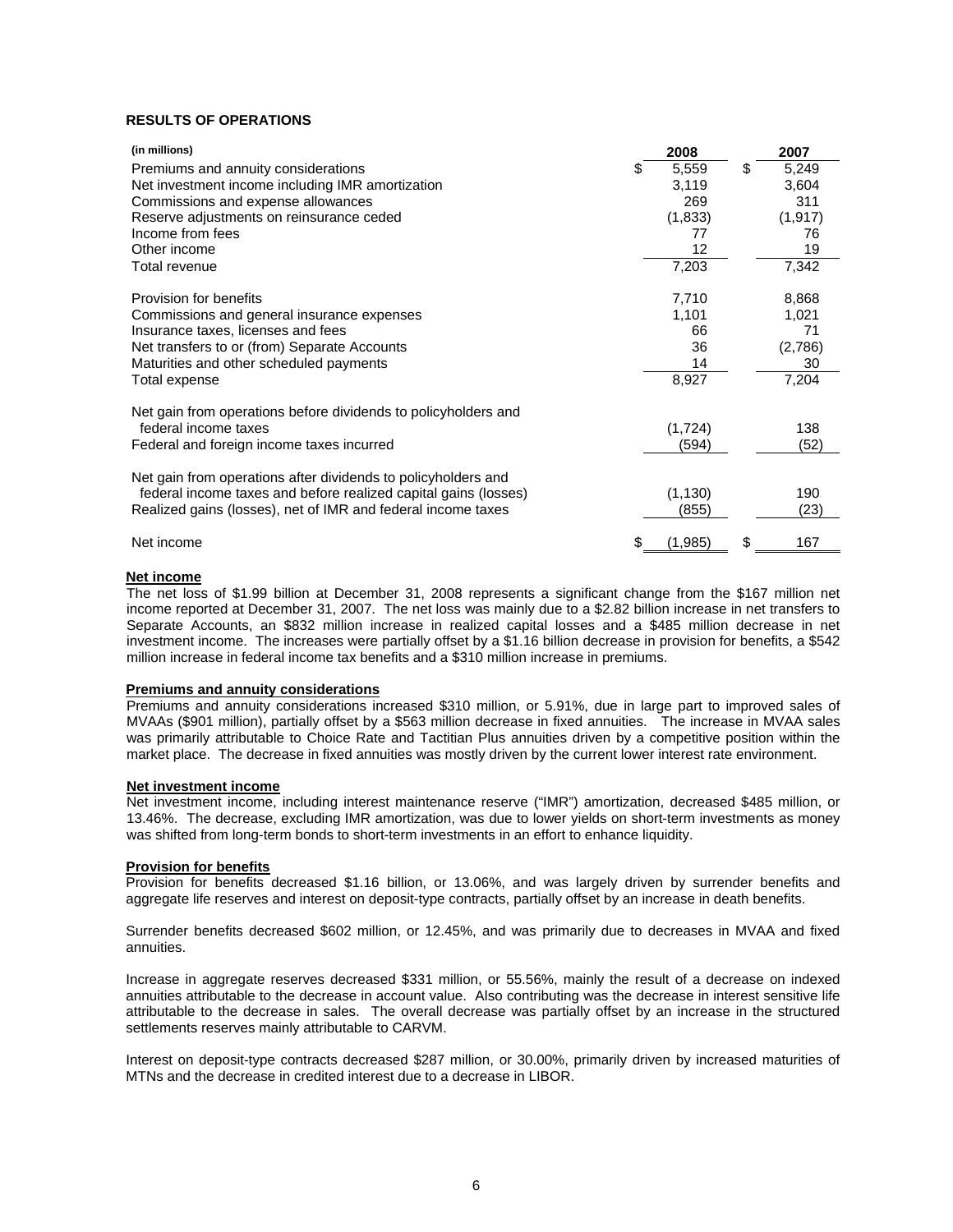**RESULTS OF OPERATIONS**

| (in millions) | 2008 | 2007 |
|---|---|---|
| Premiums and annuity considerations | $ 5,559 | $ 5,249 |
| Net investment income including IMR amortization | 3,119 | 3,604 |
| Commissions and expense allowances | 269 | 311 |
| Reserve adjustments on reinsurance ceded | (1,833) | (1,917) |
| Income from fees | 77 | 76 |
| Other income | 12 | 19 |
| Total revenue | 7,203 | 7,342 |
| Provision for benefits | 7,710 | 8,868 |
| Commissions and general insurance expenses | 1,101 | 1,021 |
| Insurance taxes, licenses and fees | 66 | 71 |
| Net transfers to or (from) Separate Accounts | 36 | (2,786) |
| Maturities and other scheduled payments | 14 | 30 |
| Total expense | 8,927 | 7,204 |
| Net gain from operations before dividends to policyholders and federal income taxes | (1,724) | 138 |
| Federal and foreign income taxes incurred | (594) | (52) |
| Net gain from operations after dividends to policyholders and federal income taxes and before realized capital gains (losses) | (1,130) | 190 |
| Realized gains (losses), net of IMR and federal income taxes | (855) | (23) |
| Net income | $ (1,985) | $ 167 |

**Net income**

The net loss of $1.99 billion at December 31, 2008 represents a significant change from the $167 million net income reported at December 31, 2007. The net loss was mainly due to a $2.82 billion increase in net transfers to Separate Accounts, an $832 million increase in realized capital losses and a $485 million decrease in net investment income. The increases were partially offset by a $1.16 billion decrease in provision for benefits, a $542 million increase in federal income tax benefits and a $310 million increase in premiums.

**Premiums and annuity considerations**

Premiums and annuity considerations increased $310 million, or 5.91%, due in large part to improved sales of MVAAs ($901 million), partially offset by a $563 million decrease in fixed annuities. The increase in MVAA sales was primarily attributable to Choice Rate and Tactitian Plus annuities driven by a competitive position within the market place. The decrease in fixed annuities was mostly driven by the current lower interest rate environment.

**Net investment income**

Net investment income, including interest maintenance reserve ("IMR") amortization, decreased $485 million, or 13.46%. The decrease, excluding IMR amortization, was due to lower yields on short-term investments as money was shifted from long-term bonds to short-term investments in an effort to enhance liquidity.

**Provision for benefits**

Provision for benefits decreased $1.16 billion, or 13.06%, and was largely driven by surrender benefits and aggregate life reserves and interest on deposit-type contracts, partially offset by an increase in death benefits.

Surrender benefits decreased $602 million, or 12.45%, and was primarily due to decreases in MVAA and fixed annuities.

Increase in aggregate reserves decreased $331 million, or 55.56%, mainly the result of a decrease on indexed annuities attributable to the decrease in account value. Also contributing was the decrease in interest sensitive life attributable to the decrease in sales. The overall decrease was partially offset by an increase in the structured settlements reserves mainly attributable to CARVM.

Interest on deposit-type contracts decreased $287 million, or 30.00%, primarily driven by increased maturities of MTNs and the decrease in credited interest due to a decrease in LIBOR.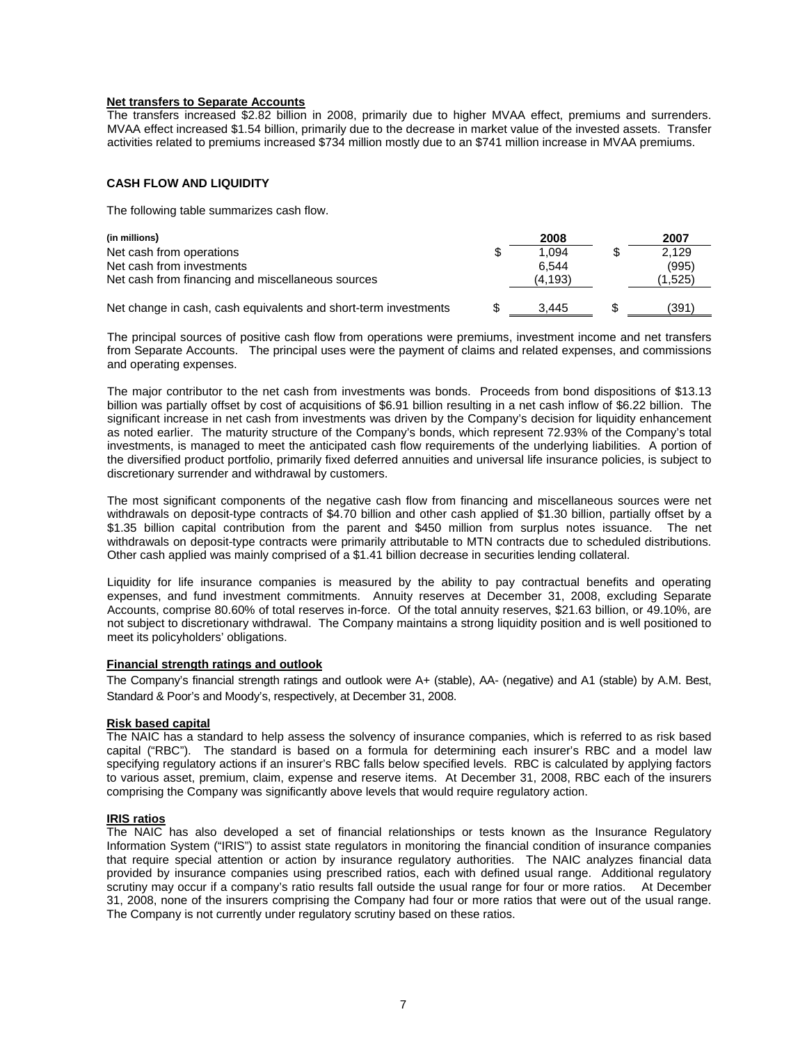**Net transfers to Separate Accounts**

The transfers increased $2.82 billion in 2008, primarily due to higher MVAA effect, premiums and surrenders. MVAA effect increased $1.54 billion, primarily due to the decrease in market value of the invested assets. Transfer activities related to premiums increased $734 million mostly due to an $741 million increase in MVAA premiums.

**CASH FLOW AND LIQUIDITY**

The following table summarizes cash flow.

| (in millions) | 2008 | 2007 |
|---|---|---|
| Net cash from operations | $ 1,094 | $ 2,129 |
| Net cash from investments | 6,544 | (995) |
| Net cash from financing and miscellaneous sources | (4,193) | (1,525) |
| Net change in cash, cash equivalents and short-term investments | $ 3,445 | $ (391) |

The principal sources of positive cash flow from operations were premiums, investment income and net transfers from Separate Accounts. The principal uses were the payment of claims and related expenses, and commissions and operating expenses.

The major contributor to the net cash from investments was bonds. Proceeds from bond dispositions of $13.13 billion was partially offset by cost of acquisitions of $6.91 billion resulting in a net cash inflow of $6.22 billion. The significant increase in net cash from investments was driven by the Company's decision for liquidity enhancement as noted earlier. The maturity structure of the Company's bonds, which represent 72.93% of the Company's total investments, is managed to meet the anticipated cash flow requirements of the underlying liabilities. A portion of the diversified product portfolio, primarily fixed deferred annuities and universal life insurance policies, is subject to discretionary surrender and withdrawal by customers.

The most significant components of the negative cash flow from financing and miscellaneous sources were net withdrawals on deposit-type contracts of $4.70 billion and other cash applied of $1.30 billion, partially offset by a $1.35 billion capital contribution from the parent and $450 million from surplus notes issuance. The net withdrawals on deposit-type contracts were primarily attributable to MTN contracts due to scheduled distributions. Other cash applied was mainly comprised of a $1.41 billion decrease in securities lending collateral.

Liquidity for life insurance companies is measured by the ability to pay contractual benefits and operating expenses, and fund investment commitments. Annuity reserves at December 31, 2008, excluding Separate Accounts, comprise 80.60% of total reserves in-force. Of the total annuity reserves, $21.63 billion, or 49.10%, are not subject to discretionary withdrawal. The Company maintains a strong liquidity position and is well positioned to meet its policyholders' obligations.

**Financial strength ratings and outlook**

The Company's financial strength ratings and outlook were A+ (stable), AA- (negative) and A1 (stable) by A.M. Best, Standard & Poor's and Moody's, respectively, at December 31, 2008.

**Risk based capital**

The NAIC has a standard to help assess the solvency of insurance companies, which is referred to as risk based capital ("RBC"). The standard is based on a formula for determining each insurer's RBC and a model law specifying regulatory actions if an insurer's RBC falls below specified levels. RBC is calculated by applying factors to various asset, premium, claim, expense and reserve items. At December 31, 2008, RBC each of the insurers comprising the Company was significantly above levels that would require regulatory action.

**IRIS ratios**

The NAIC has also developed a set of financial relationships or tests known as the Insurance Regulatory Information System ("IRIS") to assist state regulators in monitoring the financial condition of insurance companies that require special attention or action by insurance regulatory authorities. The NAIC analyzes financial data provided by insurance companies using prescribed ratios, each with defined usual range. Additional regulatory scrutiny may occur if a company's ratio results fall outside the usual range for four or more ratios. At December 31, 2008, none of the insurers comprising the Company had four or more ratios that were out of the usual range. The Company is not currently under regulatory scrutiny based on these ratios.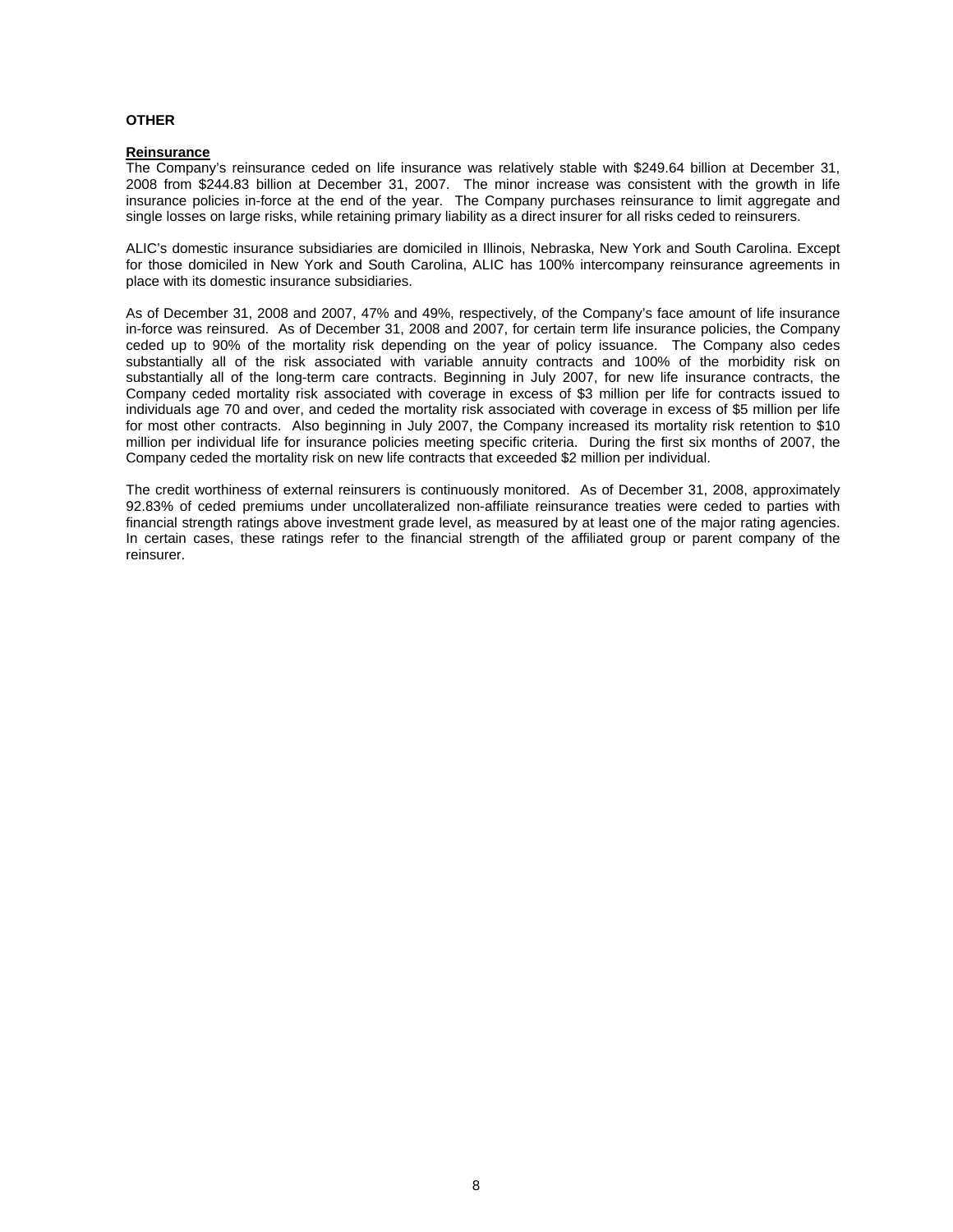**OTHER**

**Reinsurance**

The Company's reinsurance ceded on life insurance was relatively stable with $249.64 billion at December 31, 2008 from $244.83 billion at December 31, 2007. The minor increase was consistent with the growth in life insurance policies in-force at the end of the year. The Company purchases reinsurance to limit aggregate and single losses on large risks, while retaining primary liability as a direct insurer for all risks ceded to reinsurers.

ALIC's domestic insurance subsidiaries are domiciled in Illinois, Nebraska, New York and South Carolina. Except for those domiciled in New York and South Carolina, ALIC has 100% intercompany reinsurance agreements in place with its domestic insurance subsidiaries.

As of December 31, 2008 and 2007, 47% and 49%, respectively, of the Company's face amount of life insurance in-force was reinsured. As of December 31, 2008 and 2007, for certain term life insurance policies, the Company ceded up to 90% of the mortality risk depending on the year of policy issuance. The Company also cedes substantially all of the risk associated with variable annuity contracts and 100% of the morbidity risk on substantially all of the long-term care contracts. Beginning in July 2007, for new life insurance contracts, the Company ceded mortality risk associated with coverage in excess of $3 million per life for contracts issued to individuals age 70 and over, and ceded the mortality risk associated with coverage in excess of $5 million per life for most other contracts. Also beginning in July 2007, the Company increased its mortality risk retention to $10 million per individual life for insurance policies meeting specific criteria. During the first six months of 2007, the Company ceded the mortality risk on new life contracts that exceeded $2 million per individual.

The credit worthiness of external reinsurers is continuously monitored. As of December 31, 2008, approximately 92.83% of ceded premiums under uncollateralized non-affiliate reinsurance treaties were ceded to parties with financial strength ratings above investment grade level, as measured by at least one of the major rating agencies. In certain cases, these ratings refer to the financial strength of the affiliated group or parent company of the reinsurer.